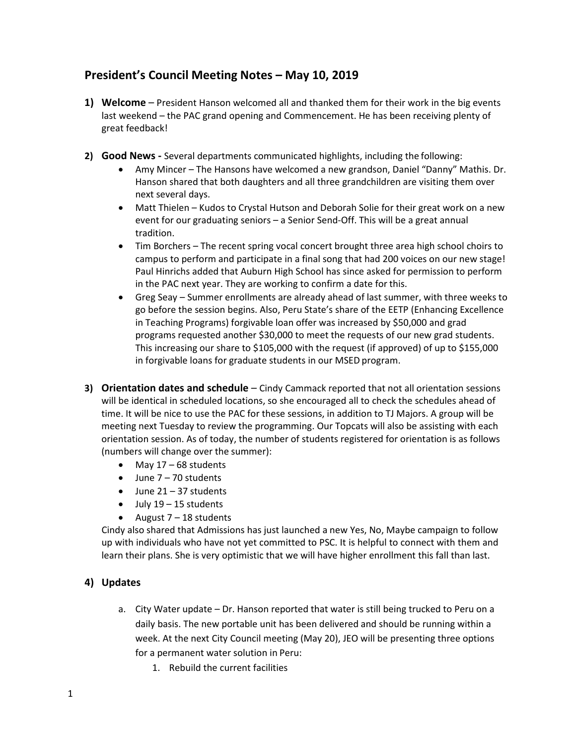# President's Council Meeting Notes – May 10, 2019

1) **Welcome** – President Hanson welcomed all and thanked them for their work in the big events last weekend – the PAC grand opening and Commencement. He has been receiving plenty of great feedback!

2) **Good News -** Several departments communicated highlights, including the following:
   - Amy Mincer – The Hansons have welcomed a new grandson, Daniel "Danny" Mathis. Dr. Hanson shared that both daughters and all three grandchildren are visiting them over next several days.
   - Matt Thielen – Kudos to Crystal Hutson and Deborah Solie for their great work on a new event for our graduating seniors – a Senior Send-Off. This will be a great annual tradition.
   - Tim Borchers – The recent spring vocal concert brought three area high school choirs to campus to perform and participate in a final song that had 200 voices on our new stage! Paul Hinrichs added that Auburn High School has since asked for permission to perform in the PAC next year. They are working to confirm a date for this.
   - Greg Seay – Summer enrollments are already ahead of last summer, with three weeks to go before the session begins. Also, Peru State's share of the EETP (Enhancing Excellence in Teaching Programs) forgivable loan offer was increased by $50,000 and grad programs requested another $30,000 to meet the requests of our new grad students. This increasing our share to $105,000 with the request (if approved) of up to $155,000 in forgivable loans for graduate students in our MSED program.

3) **Orientation dates and schedule** – Cindy Cammack reported that not all orientation sessions will be identical in scheduled locations, so she encouraged all to check the schedules ahead of time. It will be nice to use the PAC for these sessions, in addition to TJ Majors. A group will be meeting next Tuesday to review the programming. Our Topcats will also be assisting with each orientation session. As of today, the number of students registered for orientation is as follows (numbers will change over the summer):
   - May 17 – 68 students
   - June 7 – 70 students
   - June 21 – 37 students
   - July 19 – 15 students
   - August 7 – 18 students

   Cindy also shared that Admissions has just launched a new Yes, No, Maybe campaign to follow up with individuals who have not yet committed to PSC. It is helpful to connect with them and learn their plans. She is very optimistic that we will have higher enrollment this fall than last.

4) **Updates**

   a. City Water update – Dr. Hanson reported that water is still being trucked to Peru on a daily basis. The new portable unit has been delivered and should be running within a week. At the next City Council meeting (May 20), JEO will be presenting three options for a permanent water solution in Peru:
      1. Rebuild the current facilities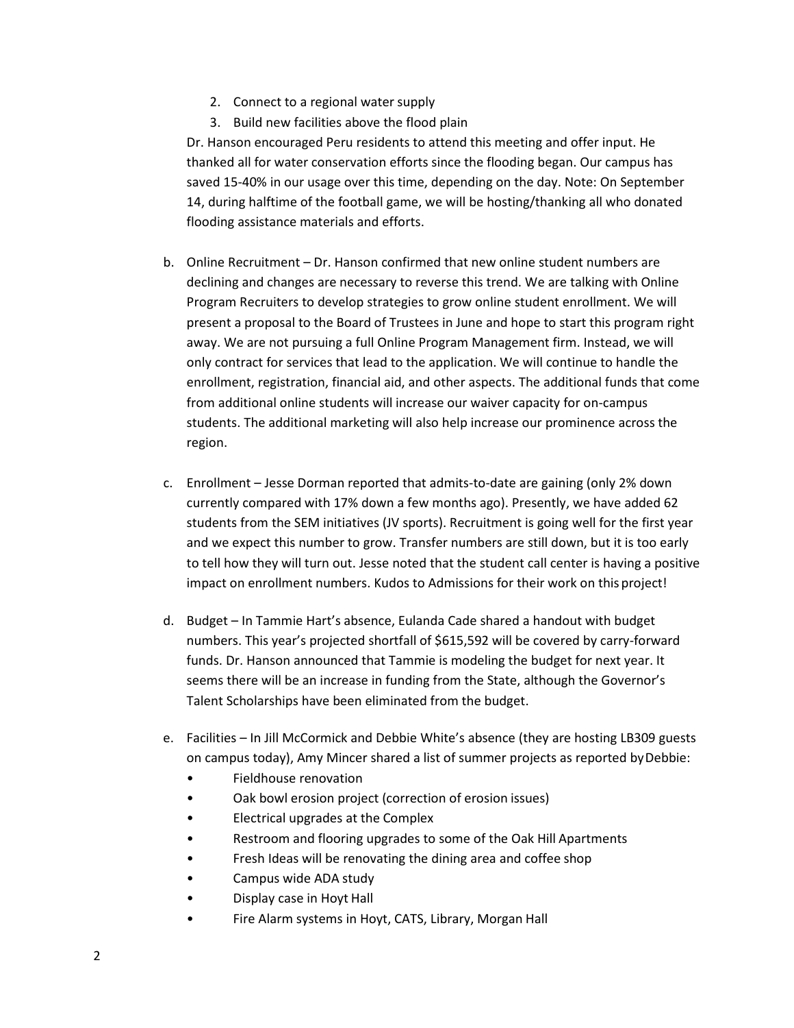2. Connect to a regional water supply
3. Build new facilities above the flood plain

Dr. Hanson encouraged Peru residents to attend this meeting and offer input. He thanked all for water conservation efforts since the flooding began. Our campus has saved 15-40% in our usage over this time, depending on the day. Note: On September 14, during halftime of the football game, we will be hosting/thanking all who donated flooding assistance materials and efforts.

b. Online Recruitment – Dr. Hanson confirmed that new online student numbers are declining and changes are necessary to reverse this trend. We are talking with Online Program Recruiters to develop strategies to grow online student enrollment. We will present a proposal to the Board of Trustees in June and hope to start this program right away. We are not pursuing a full Online Program Management firm. Instead, we will only contract for services that lead to the application. We will continue to handle the enrollment, registration, financial aid, and other aspects. The additional funds that come from additional online students will increase our waiver capacity for on-campus students. The additional marketing will also help increase our prominence across the region.

c. Enrollment – Jesse Dorman reported that admits-to-date are gaining (only 2% down currently compared with 17% down a few months ago). Presently, we have added 62 students from the SEM initiatives (JV sports). Recruitment is going well for the first year and we expect this number to grow. Transfer numbers are still down, but it is too early to tell how they will turn out. Jesse noted that the student call center is having a positive impact on enrollment numbers. Kudos to Admissions for their work on this project!

d. Budget – In Tammie Hart's absence, Eulanda Cade shared a handout with budget numbers. This year's projected shortfall of $615,592 will be covered by carry-forward funds. Dr. Hanson announced that Tammie is modeling the budget for next year. It seems there will be an increase in funding from the State, although the Governor's Talent Scholarships have been eliminated from the budget.

e. Facilities – In Jill McCormick and Debbie White's absence (they are hosting LB309 guests on campus today), Amy Mincer shared a list of summer projects as reported by Debbie:
   - Fieldhouse renovation
   - Oak bowl erosion project (correction of erosion issues)
   - Electrical upgrades at the Complex
   - Restroom and flooring upgrades to some of the Oak Hill Apartments
   - Fresh Ideas will be renovating the dining area and coffee shop
   - Campus wide ADA study
   - Display case in Hoyt Hall
   - Fire Alarm systems in Hoyt, CATS, Library, Morgan Hall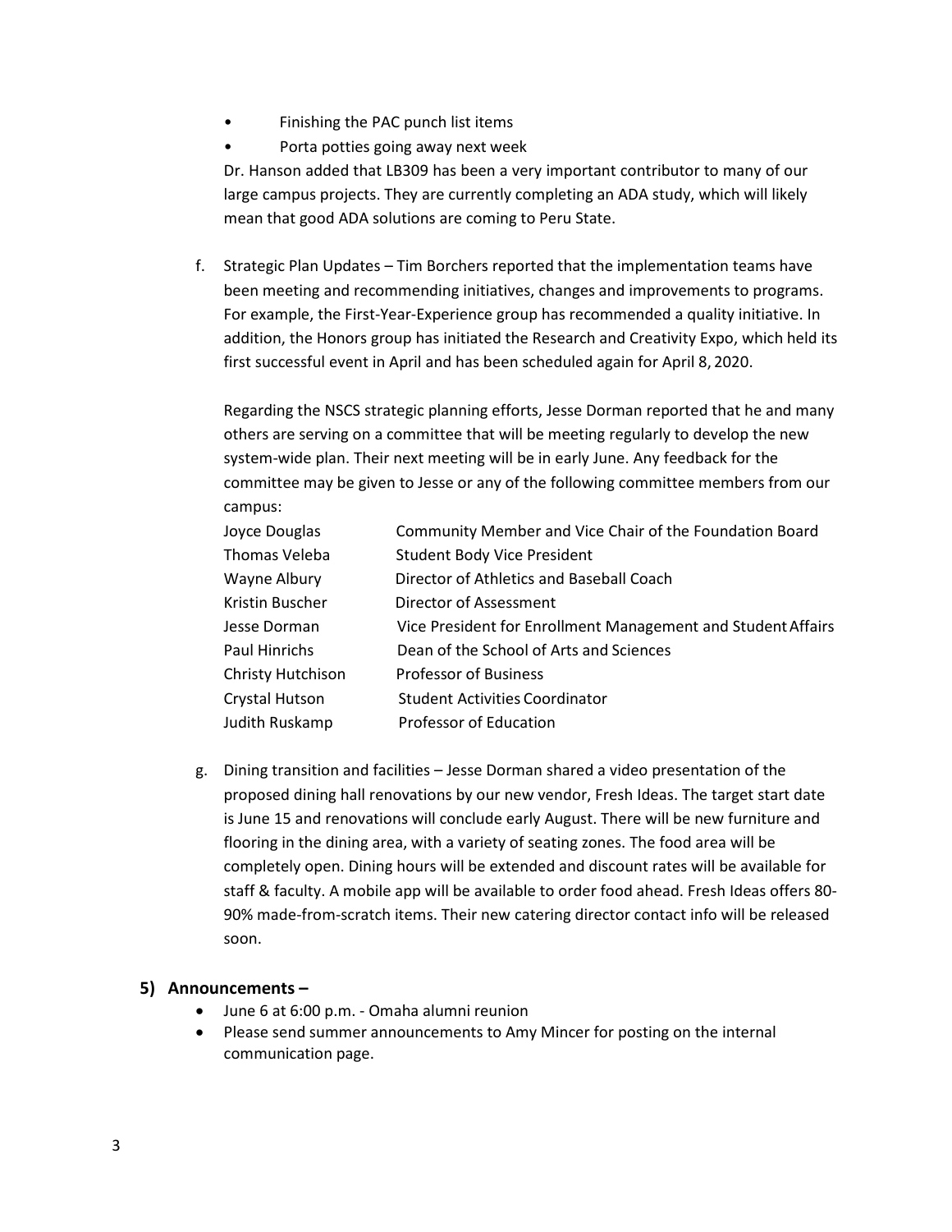- Finishing the PAC punch list items
- Porta potties going away next week

Dr. Hanson added that LB309 has been a very important contributor to many of our large campus projects. They are currently completing an ADA study, which will likely mean that good ADA solutions are coming to Peru State.

f. Strategic Plan Updates – Tim Borchers reported that the implementation teams have been meeting and recommending initiatives, changes and improvements to programs. For example, the First-Year-Experience group has recommended a quality initiative. In addition, the Honors group has initiated the Research and Creativity Expo, which held its first successful event in April and has been scheduled again for April 8, 2020.

   Regarding the NSCS strategic planning efforts, Jesse Dorman reported that he and many others are serving on a committee that will be meeting regularly to develop the new system-wide plan. Their next meeting will be in early June. Any feedback for the committee may be given to Jesse or any of the following committee members from our campus:

| | |
|---|---|
| Joyce Douglas | Community Member and Vice Chair of the Foundation Board |
| Thomas Veleba | Student Body Vice President |
| Wayne Albury | Director of Athletics and Baseball Coach |
| Kristin Buscher | Director of Assessment |
| Jesse Dorman | Vice President for Enrollment Management and Student Affairs |
| Paul Hinrichs | Dean of the School of Arts and Sciences |
| Christy Hutchison | Professor of Business |
| Crystal Hutson | Student Activities Coordinator |
| Judith Ruskamp | Professor of Education |

g. Dining transition and facilities – Jesse Dorman shared a video presentation of the proposed dining hall renovations by our new vendor, Fresh Ideas. The target start date is June 15 and renovations will conclude early August. There will be new furniture and flooring in the dining area, with a variety of seating zones. The food area will be completely open. Dining hours will be extended and discount rates will be available for staff & faculty. A mobile app will be available to order food ahead. Fresh Ideas offers 80-90% made-from-scratch items. Their new catering director contact info will be released soon.

## 5) Announcements –

- June 6 at 6:00 p.m. - Omaha alumni reunion
- Please send summer announcements to Amy Mincer for posting on the internal communication page.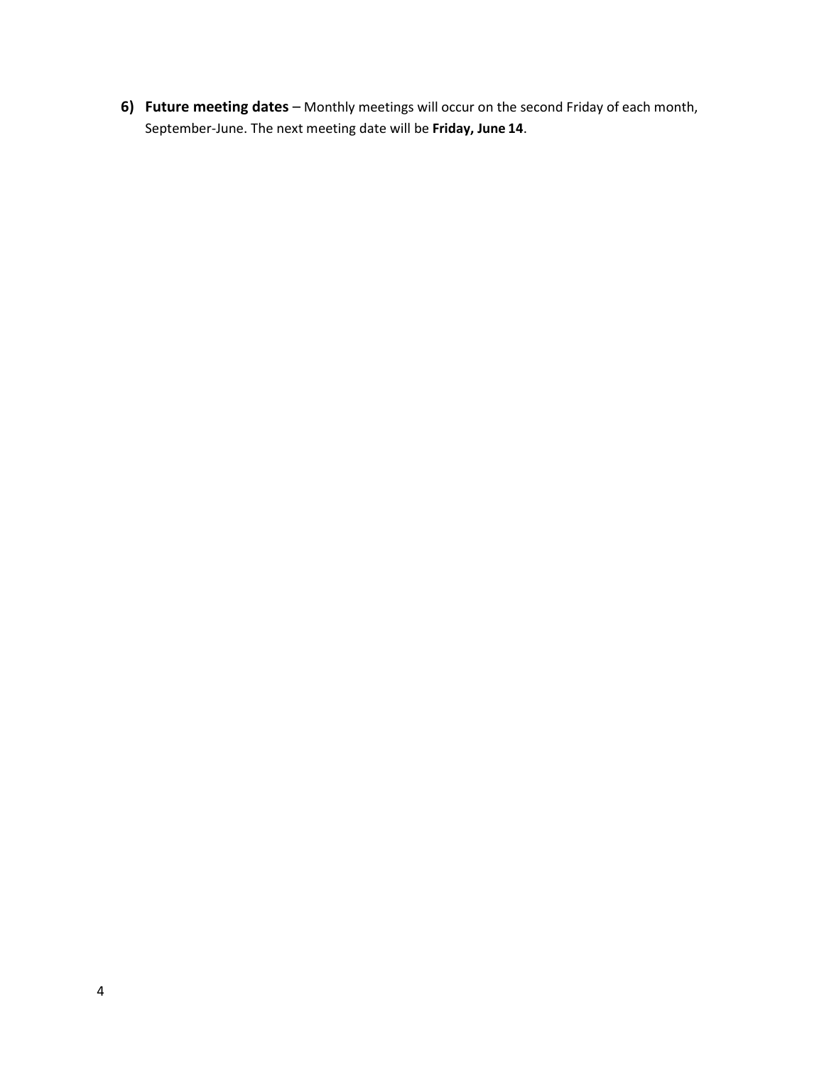6) **Future meeting dates** – Monthly meetings will occur on the second Friday of each month, September-June. The next meeting date will be **Friday, June 14**.